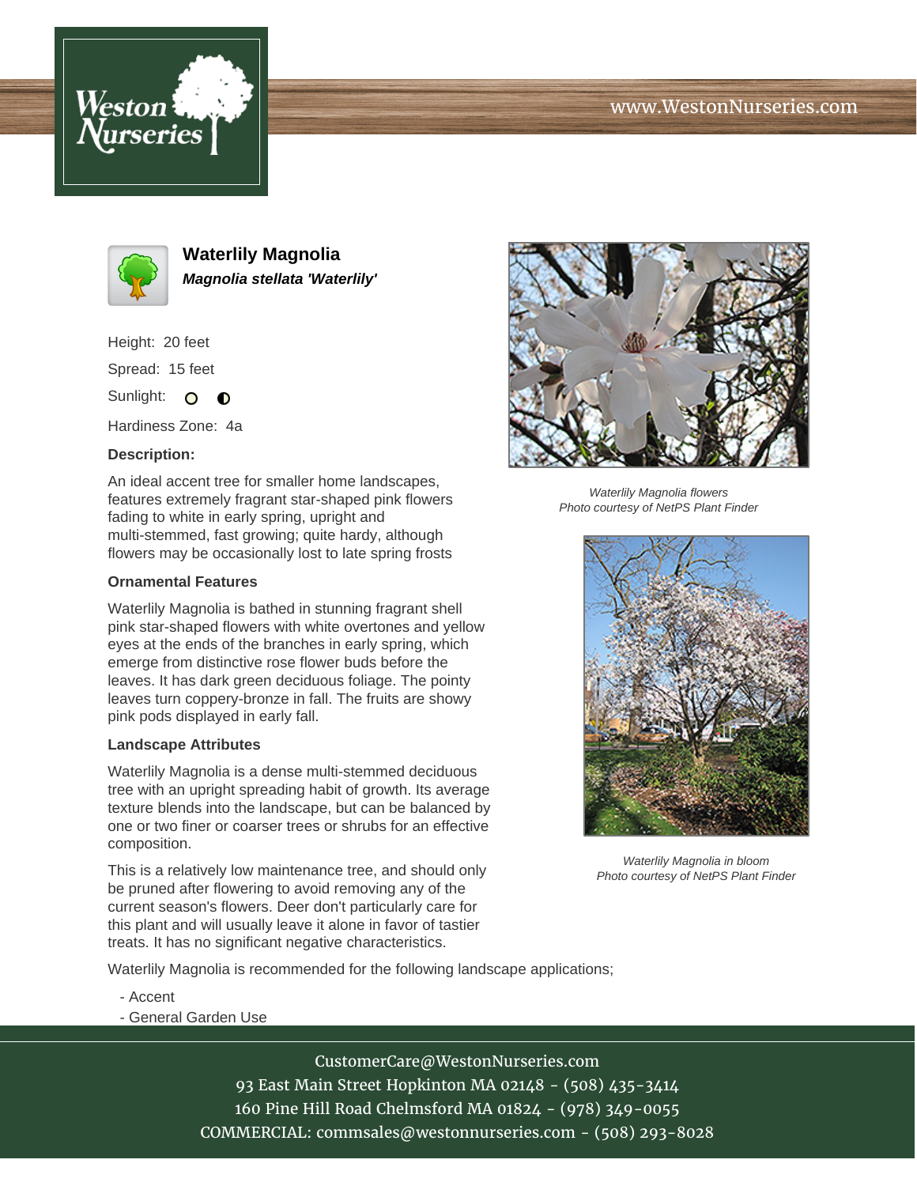# Waterlily Magnolia

***Magnolia stellata 'Waterlily'***

Height: 20 feet

Spread: 15 feet

Sunlight:

Hardiness Zone: 4a

**Description:**

An ideal accent tree for smaller home landscapes, features extremely fragrant star-shaped pink flowers fading to white in early spring, upright and multi-stemmed, fast growing; quite hardy, although flowers may be occasionally lost to late spring frosts

**Ornamental Features**

Waterlily Magnolia is bathed in stunning fragrant shell pink star-shaped flowers with white overtones and yellow eyes at the ends of the branches in early spring, which emerge from distinctive rose flower buds before the leaves. It has dark green deciduous foliage. The pointy leaves turn coppery-bronze in fall. The fruits are showy pink pods displayed in early fall.

**Landscape Attributes**

Waterlily Magnolia is a dense multi-stemmed deciduous tree with an upright spreading habit of growth. Its average texture blends into the landscape, but can be balanced by one or two finer or coarser trees or shrubs for an effective composition.

This is a relatively low maintenance tree, and should only be pruned after flowering to avoid removing any of the current season's flowers. Deer don't particularly care for this plant and will usually leave it alone in favor of tastier treats. It has no significant negative characteristics.

Waterlily Magnolia is recommended for the following landscape applications;

- Accent
- General Garden Use

*Waterlily Magnolia flowers*
*Photo courtesy of NetPS Plant Finder*

*Waterlily Magnolia in bloom*
*Photo courtesy of NetPS Plant Finder*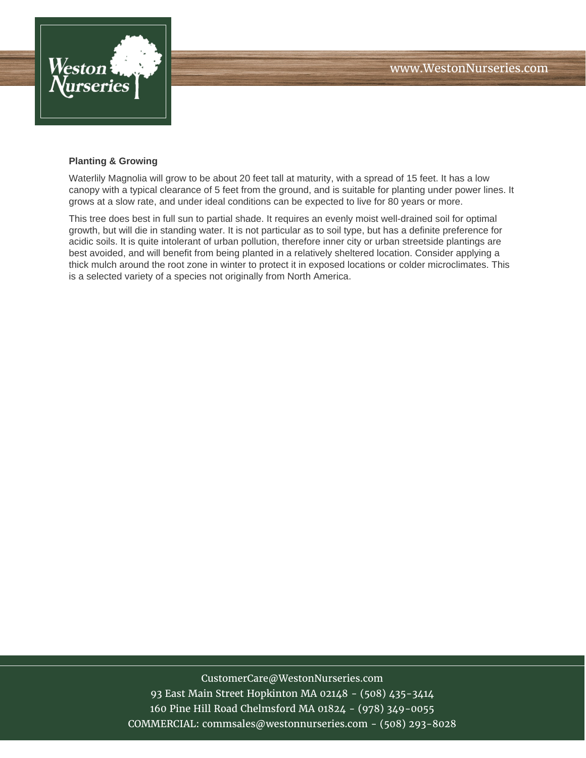### Planting & Growing

Waterlily Magnolia will grow to be about 20 feet tall at maturity, with a spread of 15 feet. It has a low canopy with a typical clearance of 5 feet from the ground, and is suitable for planting under power lines. It grows at a slow rate, and under ideal conditions can be expected to live for 80 years or more.

This tree does best in full sun to partial shade. It requires an evenly moist well-drained soil for optimal growth, but will die in standing water. It is not particular as to soil type, but has a definite preference for acidic soils. It is quite intolerant of urban pollution, therefore inner city or urban streetside plantings are best avoided, and will benefit from being planted in a relatively sheltered location. Consider applying a thick mulch around the root zone in winter to protect it in exposed locations or colder microclimates. This is a selected variety of a species not originally from North America.